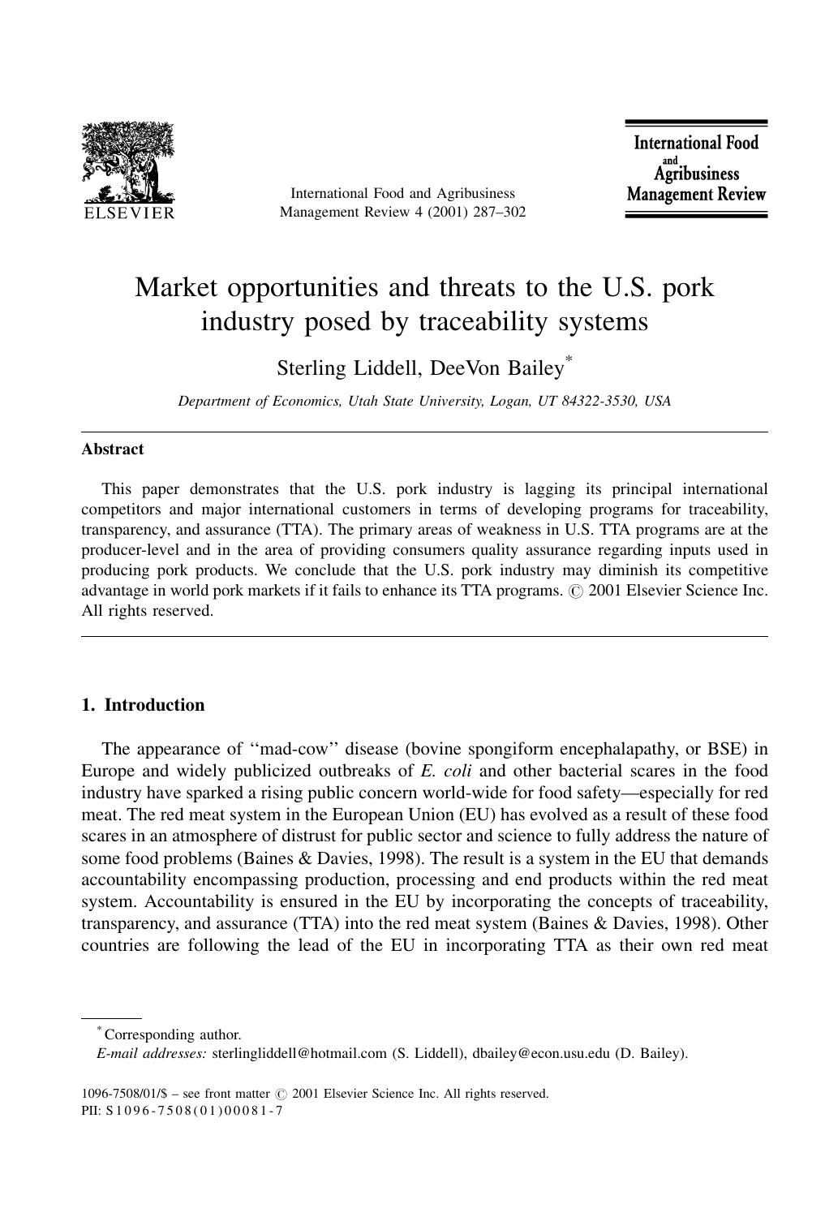# Market opportunities and threats to the U.S. pork industry posed by traceability systems

Sterling Liddell, DeeVon Bailey*

*Department of Economics, Utah State University, Logan, UT 84322-3530, USA*

## Abstract

This paper demonstrates that the U.S. pork industry is lagging its principal international competitors and major international customers in terms of developing programs for traceability, transparency, and assurance (TTA). The primary areas of weakness in U.S. TTA programs are at the producer-level and in the area of providing consumers quality assurance regarding inputs used in producing pork products. We conclude that the U.S. pork industry may diminish its competitive advantage in world pork markets if it fails to enhance its TTA programs. © 2001 Elsevier Science Inc. All rights reserved.

## 1. Introduction

The appearance of "mad-cow" disease (bovine spongiform encephalapathy, or BSE) in Europe and widely publicized outbreaks of *E. coli* and other bacterial scares in the food industry have sparked a rising public concern world-wide for food safety—especially for red meat. The red meat system in the European Union (EU) has evolved as a result of these food scares in an atmosphere of distrust for public sector and science to fully address the nature of some food problems (Baines & Davies, 1998). The result is a system in the EU that demands accountability encompassing production, processing and end products within the red meat system. Accountability is ensured in the EU by incorporating the concepts of traceability, transparency, and assurance (TTA) into the red meat system (Baines & Davies, 1998). Other countries are following the lead of the EU in incorporating TTA as their own red meat

---

* Corresponding author.

*E-mail addresses:* sterlingliddell@hotmail.com (S. Liddell), dbailey@econ.usu.edu (D. Bailey).

1096-7508/01/$ – see front matter © 2001 Elsevier Science Inc. All rights reserved.
PII: S1096-7508(01)00081-7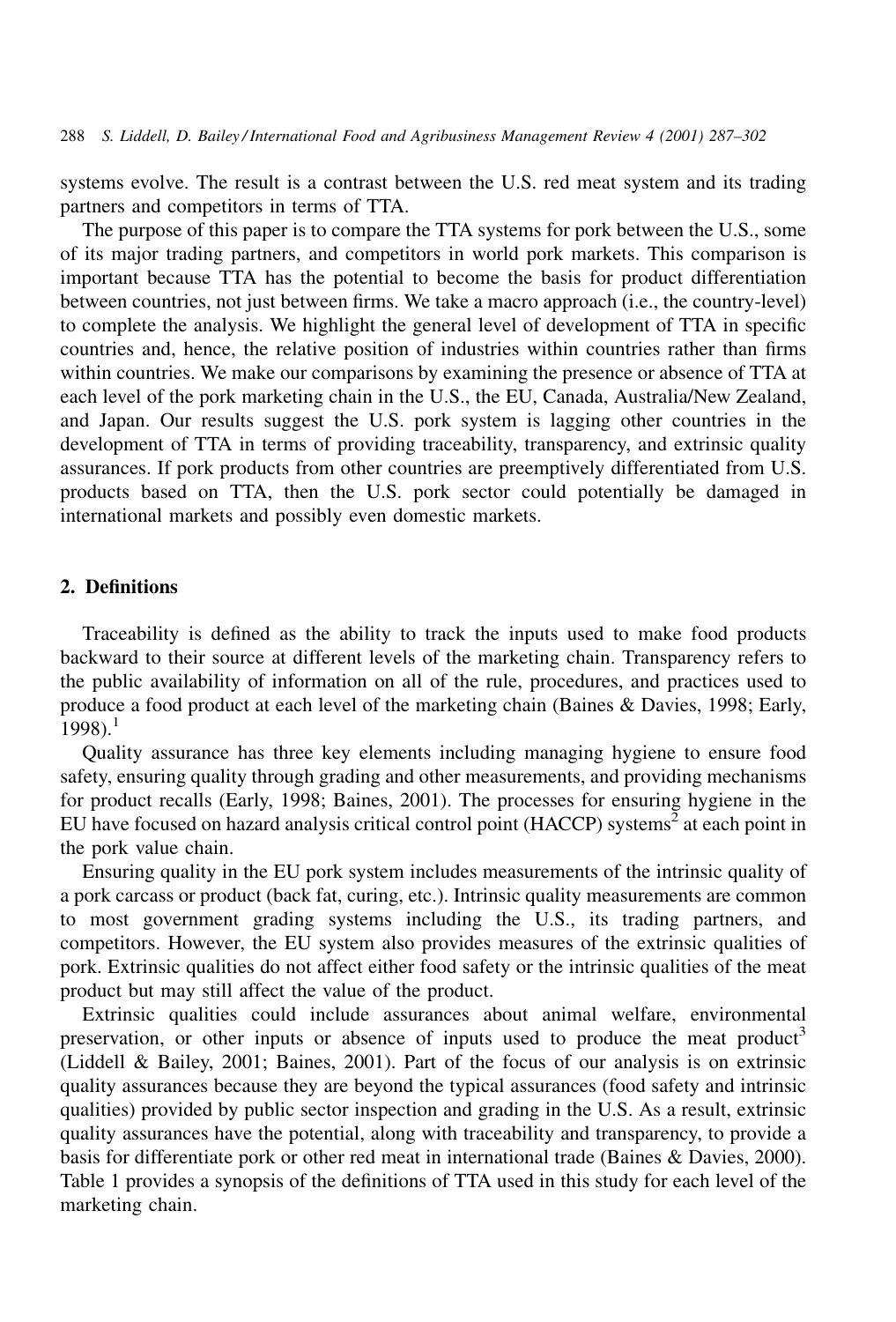systems evolve. The result is a contrast between the U.S. red meat system and its trading partners and competitors in terms of TTA.

The purpose of this paper is to compare the TTA systems for pork between the U.S., some of its major trading partners, and competitors in world pork markets. This comparison is important because TTA has the potential to become the basis for product differentiation between countries, not just between firms. We take a macro approach (i.e., the country-level) to complete the analysis. We highlight the general level of development of TTA in specific countries and, hence, the relative position of industries within countries rather than firms within countries. We make our comparisons by examining the presence or absence of TTA at each level of the pork marketing chain in the U.S., the EU, Canada, Australia/New Zealand, and Japan. Our results suggest the U.S. pork system is lagging other countries in the development of TTA in terms of providing traceability, transparency, and extrinsic quality assurances. If pork products from other countries are preemptively differentiated from U.S. products based on TTA, then the U.S. pork sector could potentially be damaged in international markets and possibly even domestic markets.

## 2. Definitions

Traceability is defined as the ability to track the inputs used to make food products backward to their source at different levels of the marketing chain. Transparency refers to the public availability of information on all of the rule, procedures, and practices used to produce a food product at each level of the marketing chain (Baines & Davies, 1998; Early, 1998).[1]

Quality assurance has three key elements including managing hygiene to ensure food safety, ensuring quality through grading and other measurements, and providing mechanisms for product recalls (Early, 1998; Baines, 2001). The processes for ensuring hygiene in the EU have focused on hazard analysis critical control point (HACCP) systems[2] at each point in the pork value chain.

Ensuring quality in the EU pork system includes measurements of the intrinsic quality of a pork carcass or product (back fat, curing, etc.). Intrinsic quality measurements are common to most government grading systems including the U.S., its trading partners, and competitors. However, the EU system also provides measures of the extrinsic qualities of pork. Extrinsic qualities do not affect either food safety or the intrinsic qualities of the meat product but may still affect the value of the product.

Extrinsic qualities could include assurances about animal welfare, environmental preservation, or other inputs or absence of inputs used to produce the meat product[3] (Liddell & Bailey, 2001; Baines, 2001). Part of the focus of our analysis is on extrinsic quality assurances because they are beyond the typical assurances (food safety and intrinsic qualities) provided by public sector inspection and grading in the U.S. As a result, extrinsic quality assurances have the potential, along with traceability and transparency, to provide a basis for differentiate pork or other red meat in international trade (Baines & Davies, 2000). Table 1 provides a synopsis of the definitions of TTA used in this study for each level of the marketing chain.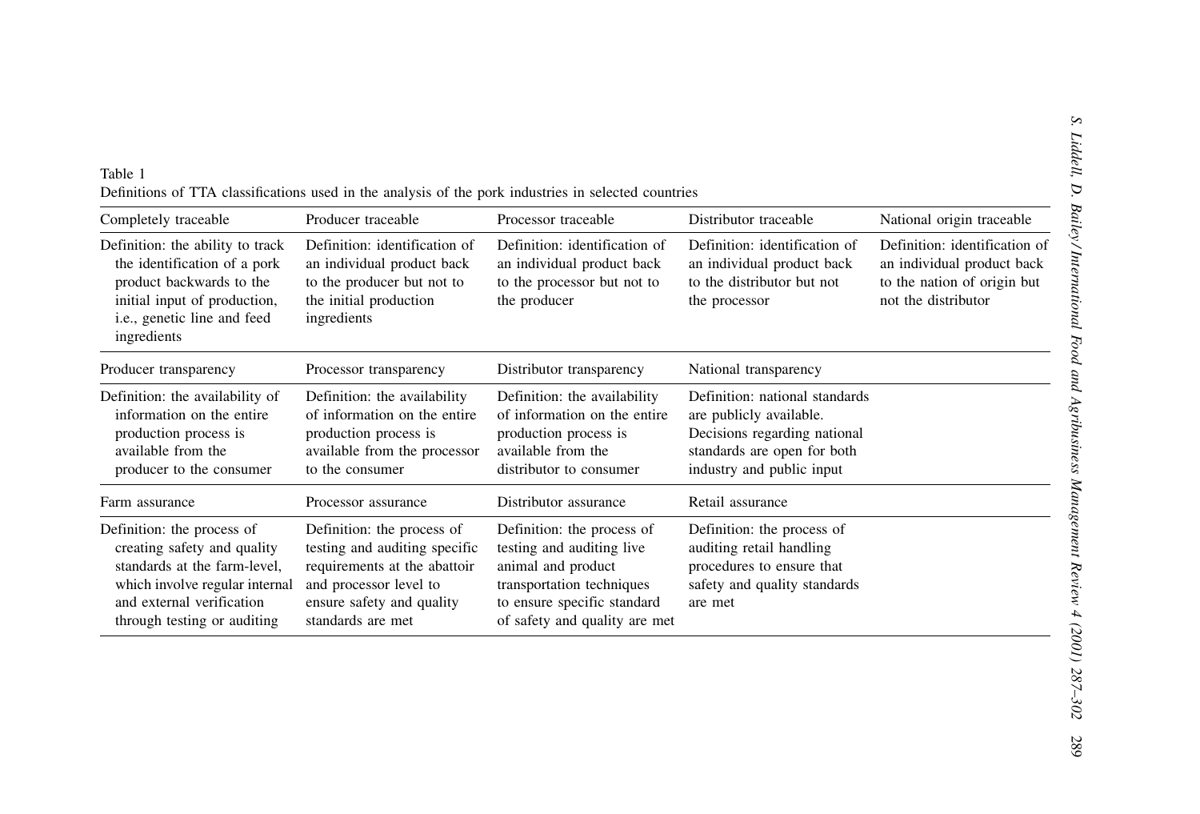Table 1
Definitions of TTA classifications used in the analysis of the pork industries in selected countries

| Completely traceable | Producer traceable | Processor traceable | Distributor traceable | National origin traceable |
|---|---|---|---|---|
| Definition: the ability to track the identification of a pork product backwards to the initial input of production, i.e., genetic line and feed ingredients | Definition: identification of an individual product back to the producer but not to the initial production ingredients | Definition: identification of an individual product back to the processor but not to the producer | Definition: identification of an individual product back to the distributor but not the processor | Definition: identification of an individual product back to the nation of origin but not the distributor |
| **Producer transparency** | **Processor transparency** | **Distributor transparency** | **National transparency** | |
| Definition: the availability of information on the entire production process is available from the producer to the consumer | Definition: the availability of information on the entire production process is available from the processor to the consumer | Definition: the availability of information on the entire production process is available from the distributor to consumer | Definition: national standards are publicly available. Decisions regarding national standards are open for both industry and public input | |
| **Farm assurance** | **Processor assurance** | **Distributor assurance** | **Retail assurance** | |
| Definition: the process of creating safety and quality standards at the farm-level, which involve regular internal and external verification through testing or auditing | Definition: the process of testing and auditing specific requirements at the abattoir and processor level to ensure safety and quality standards are met | Definition: the process of testing and auditing live animal and product transportation techniques to ensure specific standard of safety and quality are met | Definition: the process of auditing retail handling procedures to ensure that safety and quality standards are met | |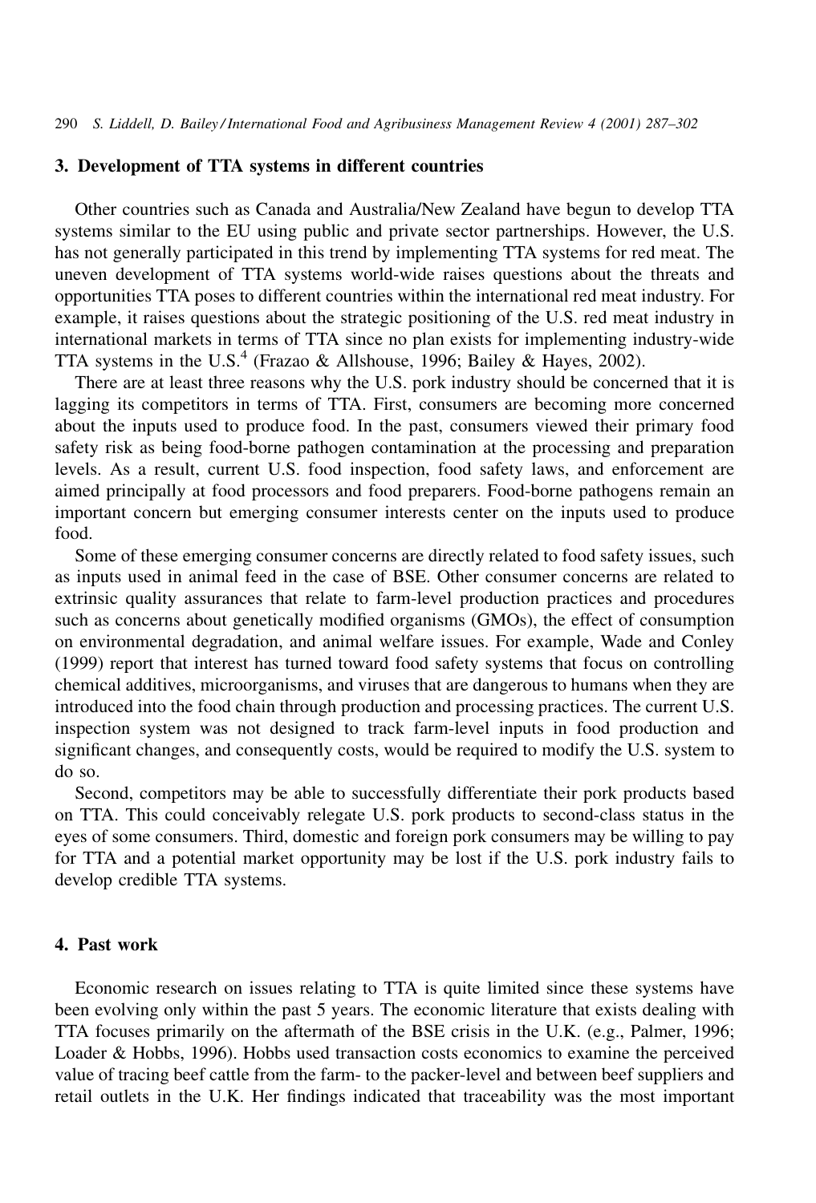## 3. Development of TTA systems in different countries

Other countries such as Canada and Australia/New Zealand have begun to develop TTA systems similar to the EU using public and private sector partnerships. However, the U.S. has not generally participated in this trend by implementing TTA systems for red meat. The uneven development of TTA systems world-wide raises questions about the threats and opportunities TTA poses to different countries within the international red meat industry. For example, it raises questions about the strategic positioning of the U.S. red meat industry in international markets in terms of TTA since no plan exists for implementing industry-wide TTA systems in the U.S.[4] (Frazao & Allshouse, 1996; Bailey & Hayes, 2002).

There are at least three reasons why the U.S. pork industry should be concerned that it is lagging its competitors in terms of TTA. First, consumers are becoming more concerned about the inputs used to produce food. In the past, consumers viewed their primary food safety risk as being food-borne pathogen contamination at the processing and preparation levels. As a result, current U.S. food inspection, food safety laws, and enforcement are aimed principally at food processors and food preparers. Food-borne pathogens remain an important concern but emerging consumer interests center on the inputs used to produce food.

Some of these emerging consumer concerns are directly related to food safety issues, such as inputs used in animal feed in the case of BSE. Other consumer concerns are related to extrinsic quality assurances that relate to farm-level production practices and procedures such as concerns about genetically modified organisms (GMOs), the effect of consumption on environmental degradation, and animal welfare issues. For example, Wade and Conley (1999) report that interest has turned toward food safety systems that focus on controlling chemical additives, microorganisms, and viruses that are dangerous to humans when they are introduced into the food chain through production and processing practices. The current U.S. inspection system was not designed to track farm-level inputs in food production and significant changes, and consequently costs, would be required to modify the U.S. system to do so.

Second, competitors may be able to successfully differentiate their pork products based on TTA. This could conceivably relegate U.S. pork products to second-class status in the eyes of some consumers. Third, domestic and foreign pork consumers may be willing to pay for TTA and a potential market opportunity may be lost if the U.S. pork industry fails to develop credible TTA systems.

## 4. Past work

Economic research on issues relating to TTA is quite limited since these systems have been evolving only within the past 5 years. The economic literature that exists dealing with TTA focuses primarily on the aftermath of the BSE crisis in the U.K. (e.g., Palmer, 1996; Loader & Hobbs, 1996). Hobbs used transaction costs economics to examine the perceived value of tracing beef cattle from the farm- to the packer-level and between beef suppliers and retail outlets in the U.K. Her findings indicated that traceability was the most important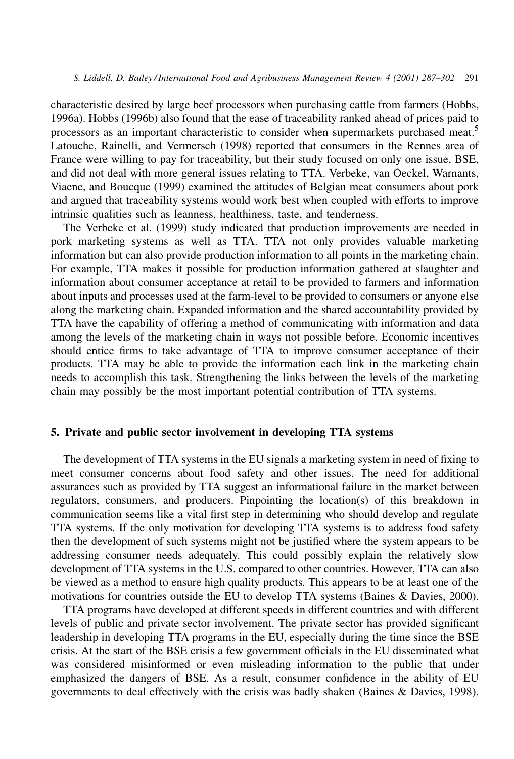characteristic desired by large beef processors when purchasing cattle from farmers (Hobbs, 1996a). Hobbs (1996b) also found that the ease of traceability ranked ahead of prices paid to processors as an important characteristic to consider when supermarkets purchased meat.[5] Latouche, Rainelli, and Vermersch (1998) reported that consumers in the Rennes area of France were willing to pay for traceability, but their study focused on only one issue, BSE, and did not deal with more general issues relating to TTA. Verbeke, van Oeckel, Warnants, Viaene, and Boucque (1999) examined the attitudes of Belgian meat consumers about pork and argued that traceability systems would work best when coupled with efforts to improve intrinsic qualities such as leanness, healthiness, taste, and tenderness.

The Verbeke et al. (1999) study indicated that production improvements are needed in pork marketing systems as well as TTA. TTA not only provides valuable marketing information but can also provide production information to all points in the marketing chain. For example, TTA makes it possible for production information gathered at slaughter and information about consumer acceptance at retail to be provided to farmers and information about inputs and processes used at the farm-level to be provided to consumers or anyone else along the marketing chain. Expanded information and the shared accountability provided by TTA have the capability of offering a method of communicating with information and data among the levels of the marketing chain in ways not possible before. Economic incentives should entice firms to take advantage of TTA to improve consumer acceptance of their products. TTA may be able to provide the information each link in the marketing chain needs to accomplish this task. Strengthening the links between the levels of the marketing chain may possibly be the most important potential contribution of TTA systems.

## 5. Private and public sector involvement in developing TTA systems

The development of TTA systems in the EU signals a marketing system in need of fixing to meet consumer concerns about food safety and other issues. The need for additional assurances such as provided by TTA suggest an informational failure in the market between regulators, consumers, and producers. Pinpointing the location(s) of this breakdown in communication seems like a vital first step in determining who should develop and regulate TTA systems. If the only motivation for developing TTA systems is to address food safety then the development of such systems might not be justified where the system appears to be addressing consumer needs adequately. This could possibly explain the relatively slow development of TTA systems in the U.S. compared to other countries. However, TTA can also be viewed as a method to ensure high quality products. This appears to be at least one of the motivations for countries outside the EU to develop TTA systems (Baines & Davies, 2000).

TTA programs have developed at different speeds in different countries and with different levels of public and private sector involvement. The private sector has provided significant leadership in developing TTA programs in the EU, especially during the time since the BSE crisis. At the start of the BSE crisis a few government officials in the EU disseminated what was considered misinformed or even misleading information to the public that under emphasized the dangers of BSE. As a result, consumer confidence in the ability of EU governments to deal effectively with the crisis was badly shaken (Baines & Davies, 1998).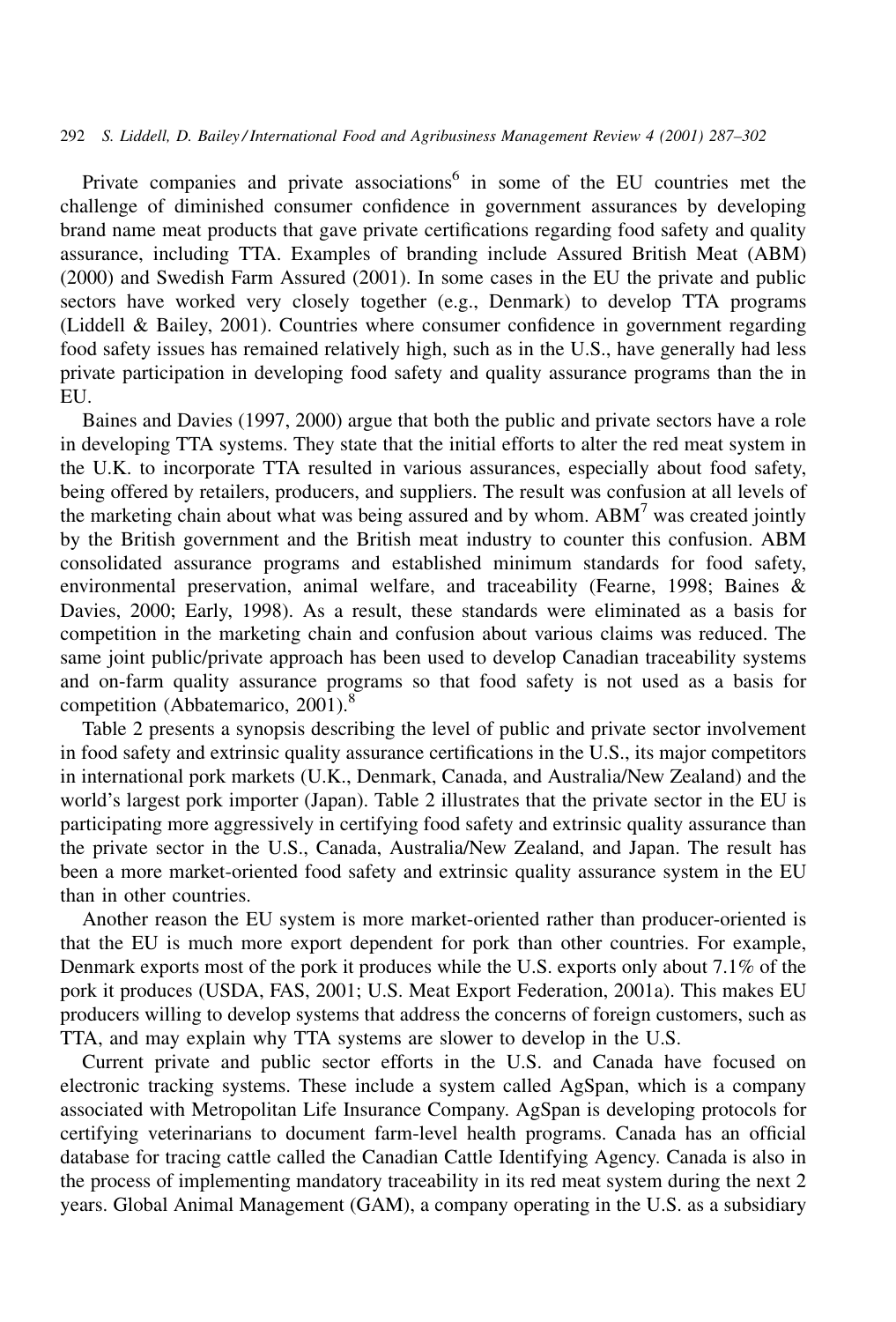Private companies and private associations[6] in some of the EU countries met the challenge of diminished consumer confidence in government assurances by developing brand name meat products that gave private certifications regarding food safety and quality assurance, including TTA. Examples of branding include Assured British Meat (ABM) (2000) and Swedish Farm Assured (2001). In some cases in the EU the private and public sectors have worked very closely together (e.g., Denmark) to develop TTA programs (Liddell & Bailey, 2001). Countries where consumer confidence in government regarding food safety issues has remained relatively high, such as in the U.S., have generally had less private participation in developing food safety and quality assurance programs than the in EU.

Baines and Davies (1997, 2000) argue that both the public and private sectors have a role in developing TTA systems. They state that the initial efforts to alter the red meat system in the U.K. to incorporate TTA resulted in various assurances, especially about food safety, being offered by retailers, producers, and suppliers. The result was confusion at all levels of the marketing chain about what was being assured and by whom. ABM[7] was created jointly by the British government and the British meat industry to counter this confusion. ABM consolidated assurance programs and established minimum standards for food safety, environmental preservation, animal welfare, and traceability (Fearne, 1998; Baines & Davies, 2000; Early, 1998). As a result, these standards were eliminated as a basis for competition in the marketing chain and confusion about various claims was reduced. The same joint public/private approach has been used to develop Canadian traceability systems and on-farm quality assurance programs so that food safety is not used as a basis for competition (Abbatemarico, 2001).[8]

Table 2 presents a synopsis describing the level of public and private sector involvement in food safety and extrinsic quality assurance certifications in the U.S., its major competitors in international pork markets (U.K., Denmark, Canada, and Australia/New Zealand) and the world's largest pork importer (Japan). Table 2 illustrates that the private sector in the EU is participating more aggressively in certifying food safety and extrinsic quality assurance than the private sector in the U.S., Canada, Australia/New Zealand, and Japan. The result has been a more market-oriented food safety and extrinsic quality assurance system in the EU than in other countries.

Another reason the EU system is more market-oriented rather than producer-oriented is that the EU is much more export dependent for pork than other countries. For example, Denmark exports most of the pork it produces while the U.S. exports only about 7.1% of the pork it produces (USDA, FAS, 2001; U.S. Meat Export Federation, 2001a). This makes EU producers willing to develop systems that address the concerns of foreign customers, such as TTA, and may explain why TTA systems are slower to develop in the U.S.

Current private and public sector efforts in the U.S. and Canada have focused on electronic tracking systems. These include a system called AgSpan, which is a company associated with Metropolitan Life Insurance Company. AgSpan is developing protocols for certifying veterinarians to document farm-level health programs. Canada has an official database for tracing cattle called the Canadian Cattle Identifying Agency. Canada is also in the process of implementing mandatory traceability in its red meat system during the next 2 years. Global Animal Management (GAM), a company operating in the U.S. as a subsidiary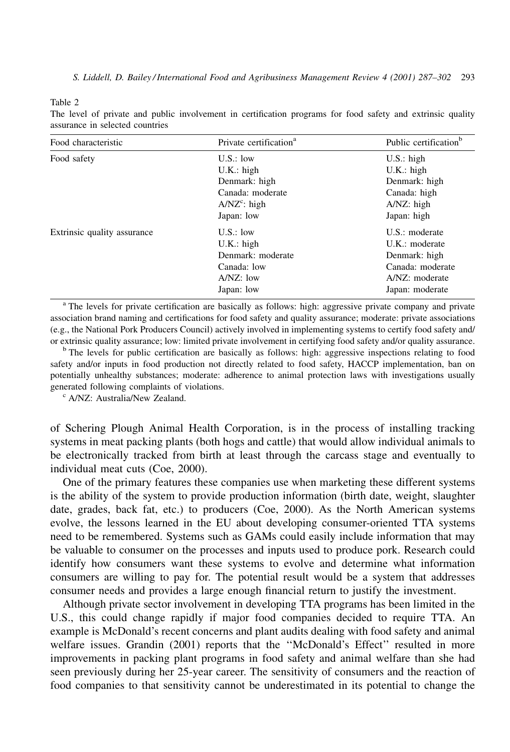Table 2
The level of private and public involvement in certification programs for food safety and extrinsic quality assurance in selected countries

| Food characteristic | Private certification[a] | Public certification[b] |
|---|---|---|
| Food safety | U.S.: low | U.S.: high |
| | U.K.: high | U.K.: high |
| | Denmark: high | Denmark: high |
| | Canada: moderate | Canada: high |
| | A/NZ[c]: high | A/NZ: high |
| | Japan: low | Japan: high |
| Extrinsic quality assurance | U.S.: low | U.S.: moderate |
| | U.K.: high | U.K.: moderate |
| | Denmark: moderate | Denmark: high |
| | Canada: low | Canada: moderate |
| | A/NZ: low | A/NZ: moderate |
| | Japan: low | Japan: moderate |

[a] The levels for private certification are basically as follows: high: aggressive private company and private association brand naming and certifications for food safety and quality assurance; moderate: private associations (e.g., the National Pork Producers Council) actively involved in implementing systems to certify food safety and/or extrinsic quality assurance; low: limited private involvement in certifying food safety and/or quality assurance.

[b] The levels for public certification are basically as follows: high: aggressive inspections relating to food safety and/or inputs in food production not directly related to food safety, HACCP implementation, ban on potentially unhealthy substances; moderate: adherence to animal protection laws with investigations usually generated following complaints of violations.

[c] A/NZ: Australia/New Zealand.

of Schering Plough Animal Health Corporation, is in the process of installing tracking systems in meat packing plants (both hogs and cattle) that would allow individual animals to be electronically tracked from birth at least through the carcass stage and eventually to individual meat cuts (Coe, 2000).

One of the primary features these companies use when marketing these different systems is the ability of the system to provide production information (birth date, weight, slaughter date, grades, back fat, etc.) to producers (Coe, 2000). As the North American systems evolve, the lessons learned in the EU about developing consumer-oriented TTA systems need to be remembered. Systems such as GAMs could easily include information that may be valuable to consumer on the processes and inputs used to produce pork. Research could identify how consumers want these systems to evolve and determine what information consumers are willing to pay for. The potential result would be a system that addresses consumer needs and provides a large enough financial return to justify the investment.

Although private sector involvement in developing TTA programs has been limited in the U.S., this could change rapidly if major food companies decided to require TTA. An example is McDonald's recent concerns and plant audits dealing with food safety and animal welfare issues. Grandin (2001) reports that the ''McDonald's Effect'' resulted in more improvements in packing plant programs in food safety and animal welfare than she had seen previously during her 25-year career. The sensitivity of consumers and the reaction of food companies to that sensitivity cannot be underestimated in its potential to change the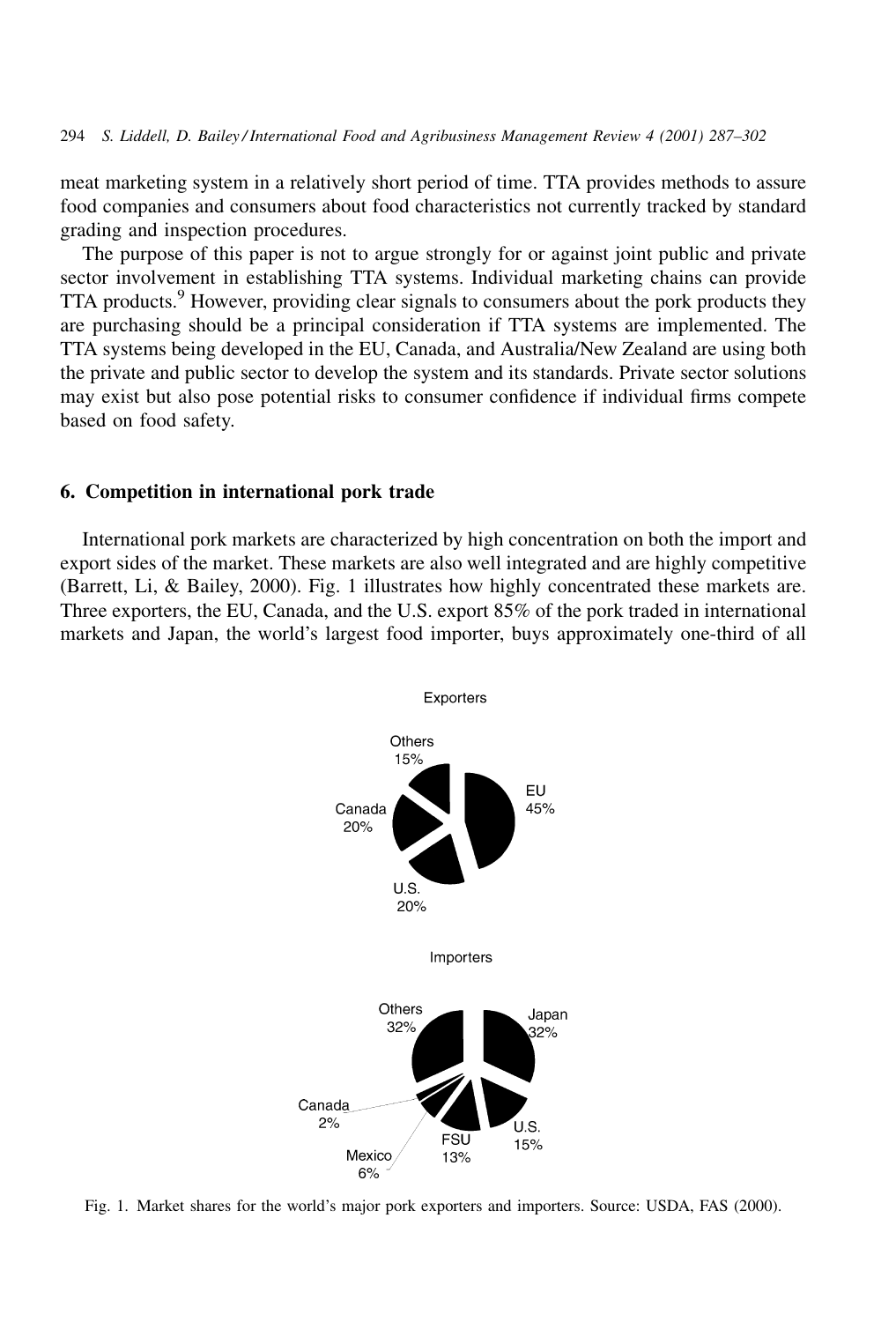meat marketing system in a relatively short period of time. TTA provides methods to assure food companies and consumers about food characteristics not currently tracked by standard grading and inspection procedures.

The purpose of this paper is not to argue strongly for or against joint public and private sector involvement in establishing TTA systems. Individual marketing chains can provide TTA products.[9] However, providing clear signals to consumers about the pork products they are purchasing should be a principal consideration if TTA systems are implemented. The TTA systems being developed in the EU, Canada, and Australia/New Zealand are using both the private and public sector to develop the system and its standards. Private sector solutions may exist but also pose potential risks to consumer confidence if individual firms compete based on food safety.

## 6. Competition in international pork trade

International pork markets are characterized by high concentration on both the import and export sides of the market. These markets are also well integrated and are highly competitive (Barrett, Li, & Bailey, 2000). Fig. 1 illustrates how highly concentrated these markets are. Three exporters, the EU, Canada, and the U.S. export 85% of the pork traded in international markets and Japan, the world's largest food importer, buys approximately one-third of all

Exporters

Others 15%
EU 45%
Canada 20%
U.S. 20%

Importers

Others 32%
Japan 32%
Canada 2%
U.S. 15%
FSU 13%
Mexico 6%

Fig. 1. Market shares for the world's major pork exporters and importers. Source: USDA, FAS (2000).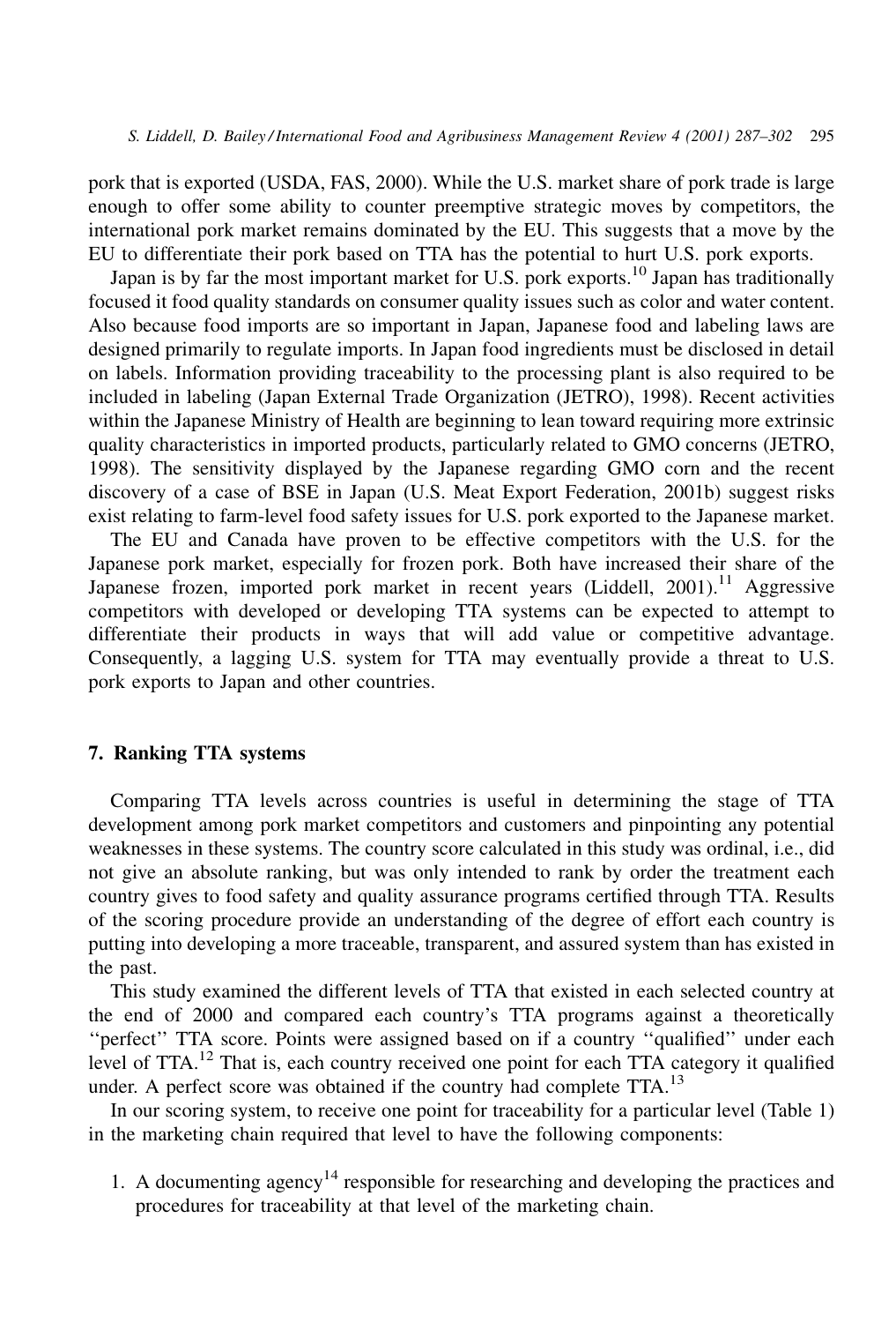pork that is exported (USDA, FAS, 2000). While the U.S. market share of pork trade is large enough to offer some ability to counter preemptive strategic moves by competitors, the international pork market remains dominated by the EU. This suggests that a move by the EU to differentiate their pork based on TTA has the potential to hurt U.S. pork exports.

Japan is by far the most important market for U.S. pork exports.[10] Japan has traditionally focused it food quality standards on consumer quality issues such as color and water content. Also because food imports are so important in Japan, Japanese food and labeling laws are designed primarily to regulate imports. In Japan food ingredients must be disclosed in detail on labels. Information providing traceability to the processing plant is also required to be included in labeling (Japan External Trade Organization (JETRO), 1998). Recent activities within the Japanese Ministry of Health are beginning to lean toward requiring more extrinsic quality characteristics in imported products, particularly related to GMO concerns (JETRO, 1998). The sensitivity displayed by the Japanese regarding GMO corn and the recent discovery of a case of BSE in Japan (U.S. Meat Export Federation, 2001b) suggest risks exist relating to farm-level food safety issues for U.S. pork exported to the Japanese market.

The EU and Canada have proven to be effective competitors with the U.S. for the Japanese pork market, especially for frozen pork. Both have increased their share of the Japanese frozen, imported pork market in recent years (Liddell, 2001).[11] Aggressive competitors with developed or developing TTA systems can be expected to attempt to differentiate their products in ways that will add value or competitive advantage. Consequently, a lagging U.S. system for TTA may eventually provide a threat to U.S. pork exports to Japan and other countries.

## 7. Ranking TTA systems

Comparing TTA levels across countries is useful in determining the stage of TTA development among pork market competitors and customers and pinpointing any potential weaknesses in these systems. The country score calculated in this study was ordinal, i.e., did not give an absolute ranking, but was only intended to rank by order the treatment each country gives to food safety and quality assurance programs certified through TTA. Results of the scoring procedure provide an understanding of the degree of effort each country is putting into developing a more traceable, transparent, and assured system than has existed in the past.

This study examined the different levels of TTA that existed in each selected country at the end of 2000 and compared each country's TTA programs against a theoretically "perfect" TTA score. Points were assigned based on if a country "qualified" under each level of TTA.[12] That is, each country received one point for each TTA category it qualified under. A perfect score was obtained if the country had complete TTA.[13]

In our scoring system, to receive one point for traceability for a particular level (Table 1) in the marketing chain required that level to have the following components:

1. A documenting agency[14] responsible for researching and developing the practices and procedures for traceability at that level of the marketing chain.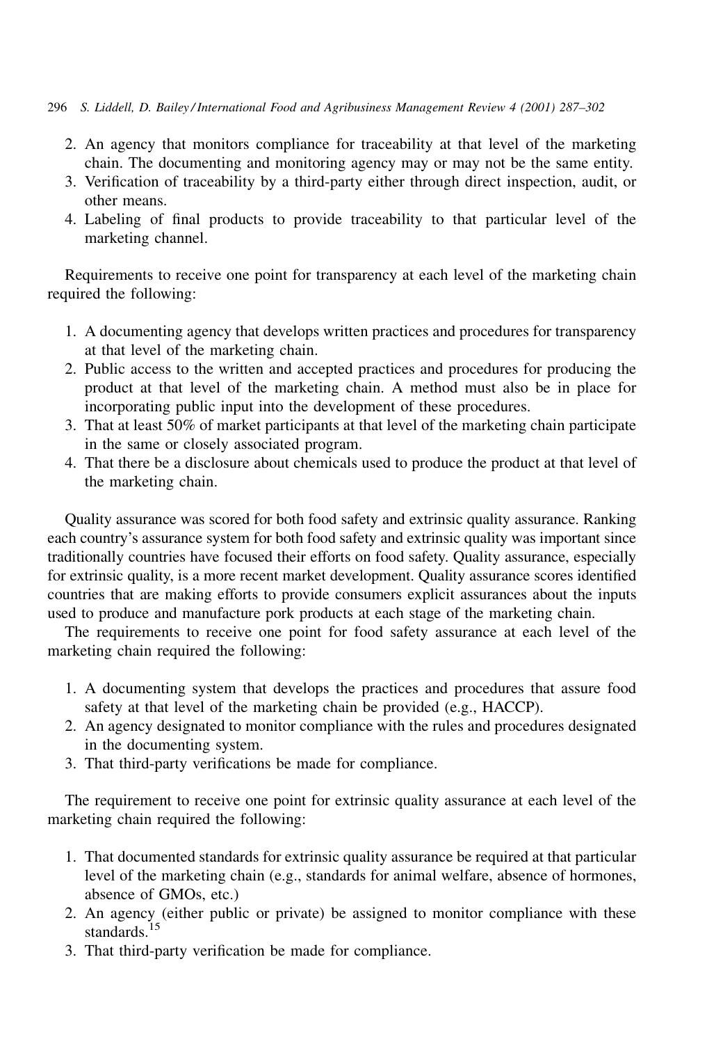2. An agency that monitors compliance for traceability at that level of the marketing chain. The documenting and monitoring agency may or may not be the same entity.
3. Verification of traceability by a third-party either through direct inspection, audit, or other means.
4. Labeling of final products to provide traceability to that particular level of the marketing channel.

Requirements to receive one point for transparency at each level of the marketing chain required the following:

1. A documenting agency that develops written practices and procedures for transparency at that level of the marketing chain.
2. Public access to the written and accepted practices and procedures for producing the product at that level of the marketing chain. A method must also be in place for incorporating public input into the development of these procedures.
3. That at least 50% of market participants at that level of the marketing chain participate in the same or closely associated program.
4. That there be a disclosure about chemicals used to produce the product at that level of the marketing chain.

Quality assurance was scored for both food safety and extrinsic quality assurance. Ranking each country's assurance system for both food safety and extrinsic quality was important since traditionally countries have focused their efforts on food safety. Quality assurance, especially for extrinsic quality, is a more recent market development. Quality assurance scores identified countries that are making efforts to provide consumers explicit assurances about the inputs used to produce and manufacture pork products at each stage of the marketing chain.

The requirements to receive one point for food safety assurance at each level of the marketing chain required the following:

1. A documenting system that develops the practices and procedures that assure food safety at that level of the marketing chain be provided (e.g., HACCP).
2. An agency designated to monitor compliance with the rules and procedures designated in the documenting system.
3. That third-party verifications be made for compliance.

The requirement to receive one point for extrinsic quality assurance at each level of the marketing chain required the following:

1. That documented standards for extrinsic quality assurance be required at that particular level of the marketing chain (e.g., standards for animal welfare, absence of hormones, absence of GMOs, etc.)
2. An agency (either public or private) be assigned to monitor compliance with these standards.[15]
3. That third-party verification be made for compliance.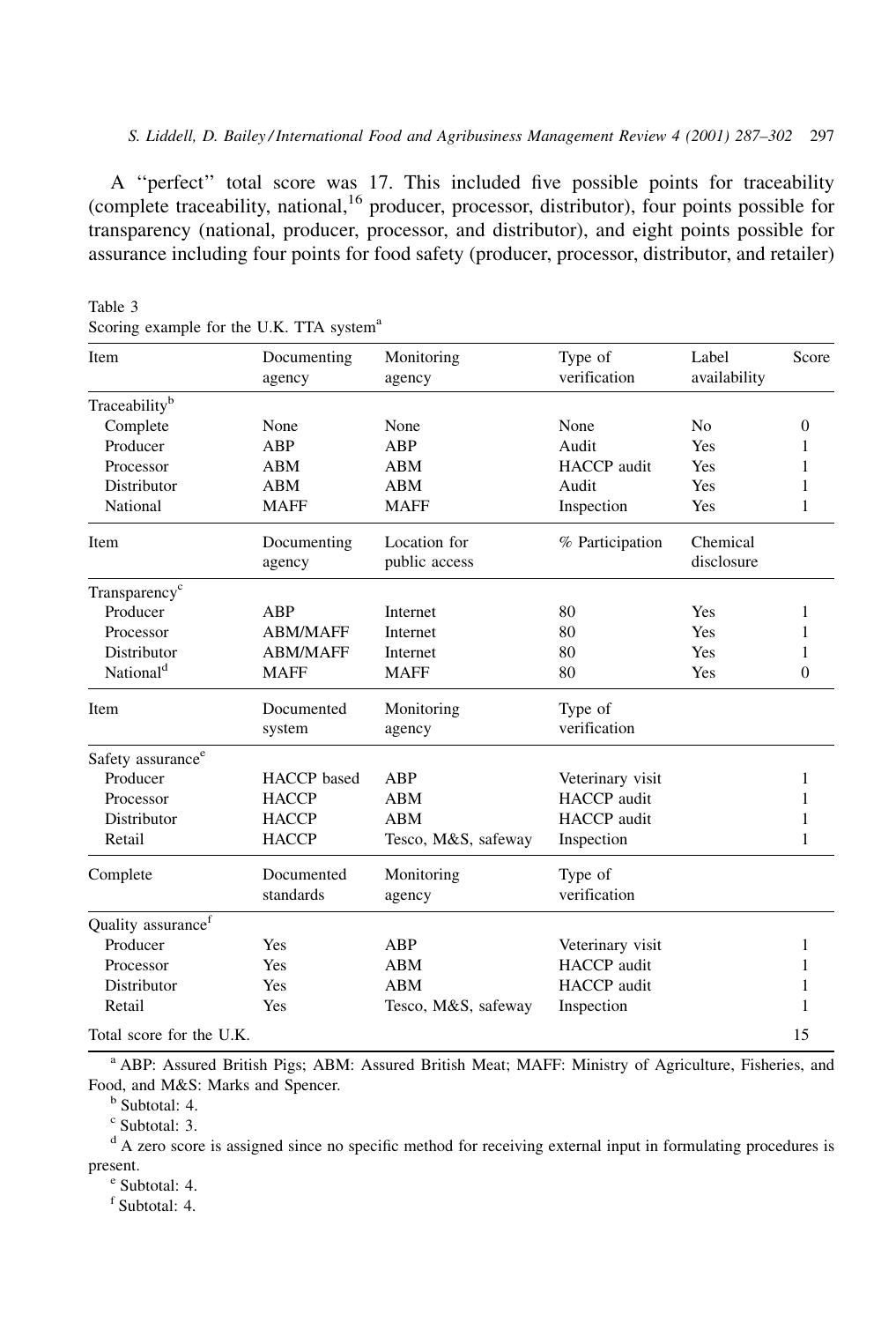A "perfect" total score was 17. This included five possible points for traceability (complete traceability, national,[16] producer, processor, distributor), four points possible for transparency (national, producer, processor, and distributor), and eight points possible for assurance including four points for food safety (producer, processor, distributor, and retailer)

Table 3
Scoring example for the U.K. TTA system[a]

| Item | Documenting agency | Monitoring agency | Type of verification | Label availability | Score |
|---|---|---|---|---|---|
| Traceability[b] | | | | | |
| Complete | None | None | None | No | 0 |
| Producer | ABP | ABP | Audit | Yes | 1 |
| Processor | ABM | ABM | HACCP audit | Yes | 1 |
| Distributor | ABM | ABM | Audit | Yes | 1 |
| National | MAFF | MAFF | Inspection | Yes | 1 |
| **Item** | **Documenting agency** | **Location for public access** | **% Participation** | **Chemical disclosure** | |
| Transparency[c] | | | | | |
| Producer | ABP | Internet | 80 | Yes | 1 |
| Processor | ABM/MAFF | Internet | 80 | Yes | 1 |
| Distributor | ABM/MAFF | Internet | 80 | Yes | 1 |
| National[d] | MAFF | MAFF | 80 | Yes | 0 |
| **Item** | **Documented system** | **Monitoring agency** | **Type of verification** | | |
| Safety assurance[e] | | | | | |
| Producer | HACCP based | ABP | Veterinary visit | | 1 |
| Processor | HACCP | ABM | HACCP audit | | 1 |
| Distributor | HACCP | ABM | HACCP audit | | 1 |
| Retail | HACCP | Tesco, M&S, safeway | Inspection | | 1 |
| **Complete** | **Documented standards** | **Monitoring agency** | **Type of verification** | | |
| Quality assurance[f] | | | | | |
| Producer | Yes | ABP | Veterinary visit | | 1 |
| Processor | Yes | ABM | HACCP audit | | 1 |
| Distributor | Yes | ABM | HACCP audit | | 1 |
| Retail | Yes | Tesco, M&S, safeway | Inspection | | 1 |
| Total score for the U.K. | | | | | 15 |

[a] ABP: Assured British Pigs; ABM: Assured British Meat; MAFF: Ministry of Agriculture, Fisheries, and Food, and M&S: Marks and Spencer.

[b] Subtotal: 4.

[c] Subtotal: 3.

[d] A zero score is assigned since no specific method for receiving external input in formulating procedures is present.

[e] Subtotal: 4.

[f] Subtotal: 4.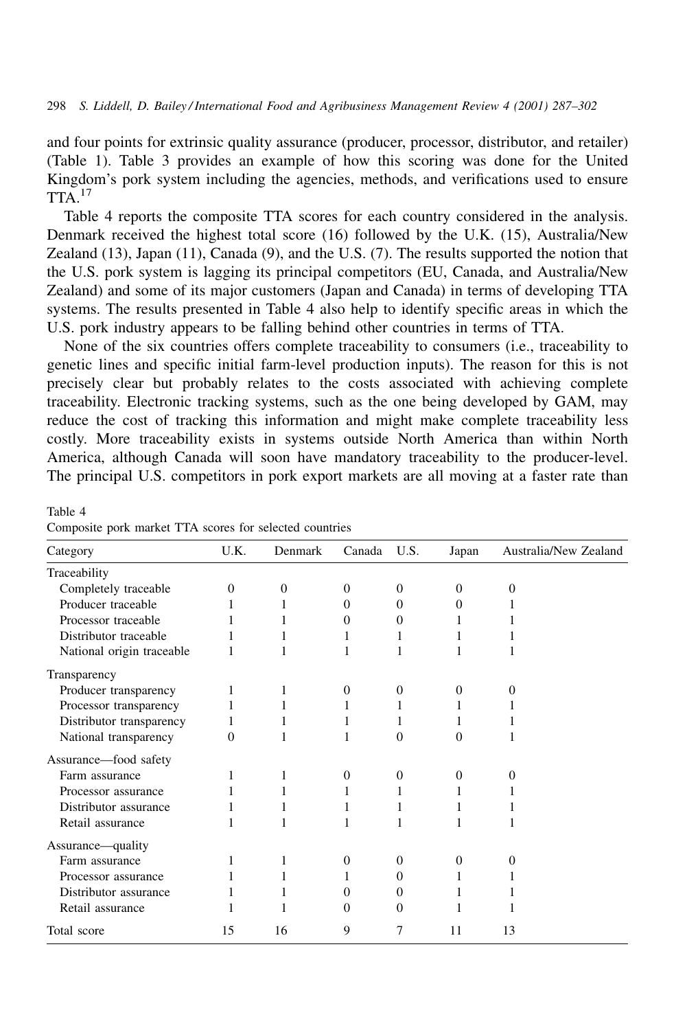and four points for extrinsic quality assurance (producer, processor, distributor, and retailer) (Table 1). Table 3 provides an example of how this scoring was done for the United Kingdom's pork system including the agencies, methods, and verifications used to ensure TTA.[17]

Table 4 reports the composite TTA scores for each country considered in the analysis. Denmark received the highest total score (16) followed by the U.K. (15), Australia/New Zealand (13), Japan (11), Canada (9), and the U.S. (7). The results supported the notion that the U.S. pork system is lagging its principal competitors (EU, Canada, and Australia/New Zealand) and some of its major customers (Japan and Canada) in terms of developing TTA systems. The results presented in Table 4 also help to identify specific areas in which the U.S. pork industry appears to be falling behind other countries in terms of TTA.

None of the six countries offers complete traceability to consumers (i.e., traceability to genetic lines and specific initial farm-level production inputs). The reason for this is not precisely clear but probably relates to the costs associated with achieving complete traceability. Electronic tracking systems, such as the one being developed by GAM, may reduce the cost of tracking this information and might make complete traceability less costly. More traceability exists in systems outside North America than within North America, although Canada will soon have mandatory traceability to the producer-level. The principal U.S. competitors in pork export markets are all moving at a faster rate than

Table 4
Composite pork market TTA scores for selected countries

| Category | U.K. | Denmark | Canada | U.S. | Japan | Australia/New Zealand |
|---|---|---|---|---|---|---|
| Traceability | | | | | | |
| Completely traceable | 0 | 0 | 0 | 0 | 0 | 0 |
| Producer traceable | 1 | 1 | 0 | 0 | 0 | 1 |
| Processor traceable | 1 | 1 | 0 | 0 | 1 | 1 |
| Distributor traceable | 1 | 1 | 1 | 1 | 1 | 1 |
| National origin traceable | 1 | 1 | 1 | 1 | 1 | 1 |
| Transparency | | | | | | |
| Producer transparency | 1 | 1 | 0 | 0 | 0 | 0 |
| Processor transparency | 1 | 1 | 1 | 1 | 1 | 1 |
| Distributor transparency | 1 | 1 | 1 | 1 | 1 | 1 |
| National transparency | 0 | 1 | 1 | 0 | 0 | 1 |
| Assurance—food safety | | | | | | |
| Farm assurance | 1 | 1 | 0 | 0 | 0 | 0 |
| Processor assurance | 1 | 1 | 1 | 1 | 1 | 1 |
| Distributor assurance | 1 | 1 | 1 | 1 | 1 | 1 |
| Retail assurance | 1 | 1 | 1 | 1 | 1 | 1 |
| Assurance—quality | | | | | | |
| Farm assurance | 1 | 1 | 0 | 0 | 0 | 0 |
| Processor assurance | 1 | 1 | 1 | 0 | 1 | 1 |
| Distributor assurance | 1 | 1 | 0 | 0 | 1 | 1 |
| Retail assurance | 1 | 1 | 0 | 0 | 1 | 1 |
| Total score | 15 | 16 | 9 | 7 | 11 | 13 |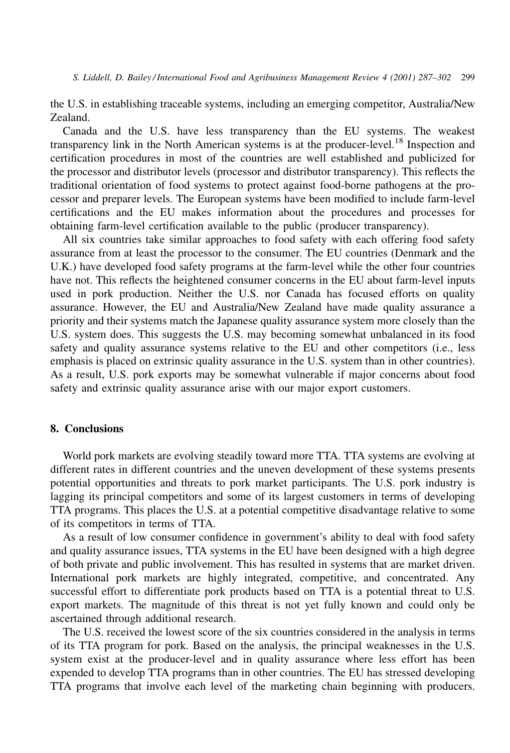the U.S. in establishing traceable systems, including an emerging competitor, Australia/New Zealand.

Canada and the U.S. have less transparency than the EU systems. The weakest transparency link in the North American systems is at the producer-level.[18] Inspection and certification procedures in most of the countries are well established and publicized for the processor and distributor levels (processor and distributor transparency). This reflects the traditional orientation of food systems to protect against food-borne pathogens at the processor and preparer levels. The European systems have been modified to include farm-level certifications and the EU makes information about the procedures and processes for obtaining farm-level certification available to the public (producer transparency).

All six countries take similar approaches to food safety with each offering food safety assurance from at least the processor to the consumer. The EU countries (Denmark and the U.K.) have developed food safety programs at the farm-level while the other four countries have not. This reflects the heightened consumer concerns in the EU about farm-level inputs used in pork production. Neither the U.S. nor Canada has focused efforts on quality assurance. However, the EU and Australia/New Zealand have made quality assurance a priority and their systems match the Japanese quality assurance system more closely than the U.S. system does. This suggests the U.S. may becoming somewhat unbalanced in its food safety and quality assurance systems relative to the EU and other competitors (i.e., less emphasis is placed on extrinsic quality assurance in the U.S. system than in other countries). As a result, U.S. pork exports may be somewhat vulnerable if major concerns about food safety and extrinsic quality assurance arise with our major export customers.

## 8. Conclusions

World pork markets are evolving steadily toward more TTA. TTA systems are evolving at different rates in different countries and the uneven development of these systems presents potential opportunities and threats to pork market participants. The U.S. pork industry is lagging its principal competitors and some of its largest customers in terms of developing TTA programs. This places the U.S. at a potential competitive disadvantage relative to some of its competitors in terms of TTA.

As a result of low consumer confidence in government's ability to deal with food safety and quality assurance issues, TTA systems in the EU have been designed with a high degree of both private and public involvement. This has resulted in systems that are market driven. International pork markets are highly integrated, competitive, and concentrated. Any successful effort to differentiate pork products based on TTA is a potential threat to U.S. export markets. The magnitude of this threat is not yet fully known and could only be ascertained through additional research.

The U.S. received the lowest score of the six countries considered in the analysis in terms of its TTA program for pork. Based on the analysis, the principal weaknesses in the U.S. system exist at the producer-level and in quality assurance where less effort has been expended to develop TTA programs than in other countries. The EU has stressed developing TTA programs that involve each level of the marketing chain beginning with producers.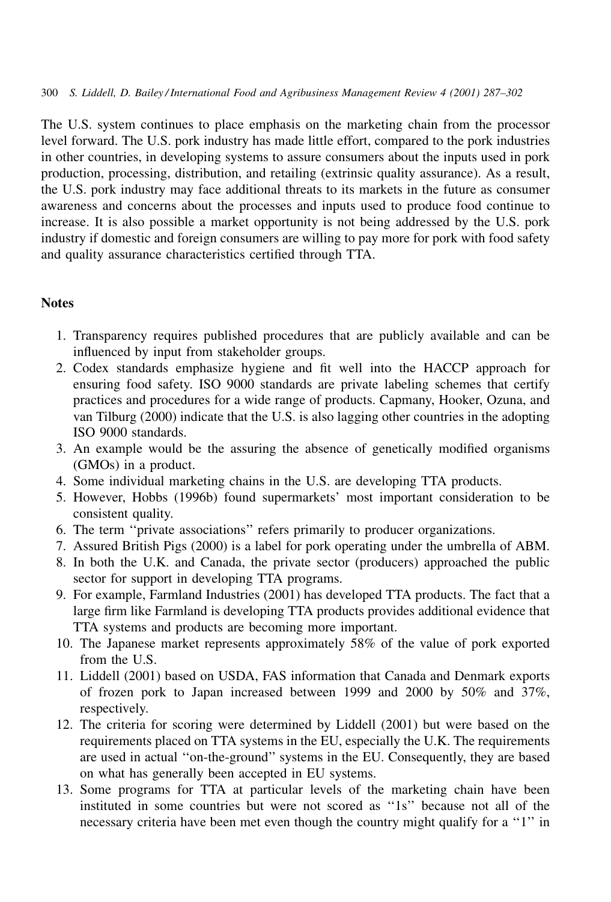The U.S. system continues to place emphasis on the marketing chain from the processor level forward. The U.S. pork industry has made little effort, compared to the pork industries in other countries, in developing systems to assure consumers about the inputs used in pork production, processing, distribution, and retailing (extrinsic quality assurance). As a result, the U.S. pork industry may face additional threats to its markets in the future as consumer awareness and concerns about the processes and inputs used to produce food continue to increase. It is also possible a market opportunity is not being addressed by the U.S. pork industry if domestic and foreign consumers are willing to pay more for pork with food safety and quality assurance characteristics certified through TTA.

## Notes

1. Transparency requires published procedures that are publicly available and can be influenced by input from stakeholder groups.
2. Codex standards emphasize hygiene and fit well into the HACCP approach for ensuring food safety. ISO 9000 standards are private labeling schemes that certify practices and procedures for a wide range of products. Capmany, Hooker, Ozuna, and van Tilburg (2000) indicate that the U.S. is also lagging other countries in the adopting ISO 9000 standards.
3. An example would be the assuring the absence of genetically modified organisms (GMOs) in a product.
4. Some individual marketing chains in the U.S. are developing TTA products.
5. However, Hobbs (1996b) found supermarkets' most important consideration to be consistent quality.
6. The term "private associations" refers primarily to producer organizations.
7. Assured British Pigs (2000) is a label for pork operating under the umbrella of ABM.
8. In both the U.K. and Canada, the private sector (producers) approached the public sector for support in developing TTA programs.
9. For example, Farmland Industries (2001) has developed TTA products. The fact that a large firm like Farmland is developing TTA products provides additional evidence that TTA systems and products are becoming more important.
10. The Japanese market represents approximately 58% of the value of pork exported from the U.S.
11. Liddell (2001) based on USDA, FAS information that Canada and Denmark exports of frozen pork to Japan increased between 1999 and 2000 by 50% and 37%, respectively.
12. The criteria for scoring were determined by Liddell (2001) but were based on the requirements placed on TTA systems in the EU, especially the U.K. The requirements are used in actual "on-the-ground" systems in the EU. Consequently, they are based on what has generally been accepted in EU systems.
13. Some programs for TTA at particular levels of the marketing chain have been instituted in some countries but were not scored as "1s" because not all of the necessary criteria have been met even though the country might qualify for a "1" in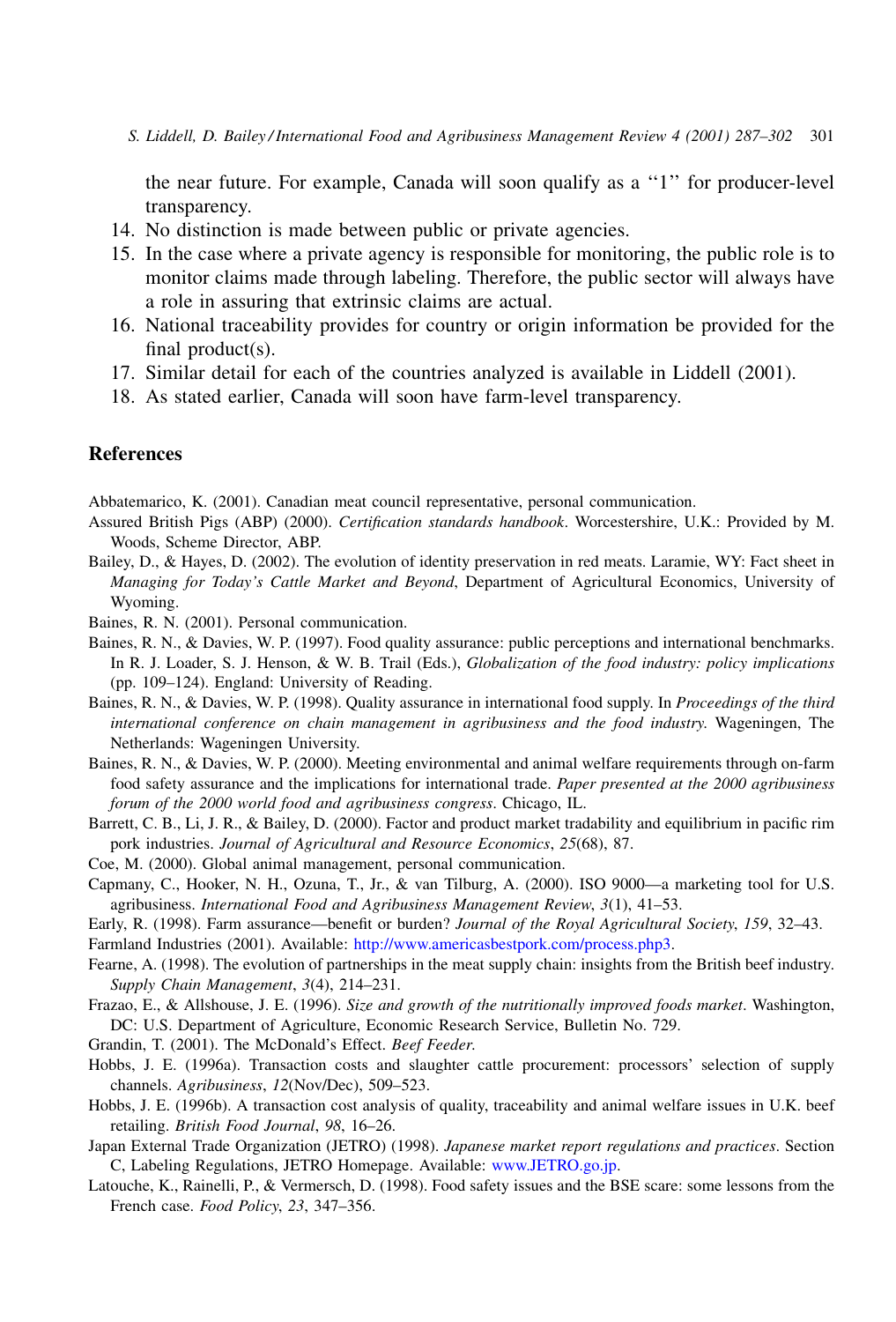the near future. For example, Canada will soon qualify as a "1" for producer-level transparency.

14. No distinction is made between public or private agencies.
15. In the case where a private agency is responsible for monitoring, the public role is to monitor claims made through labeling. Therefore, the public sector will always have a role in assuring that extrinsic claims are actual.
16. National traceability provides for country or origin information be provided for the final product(s).
17. Similar detail for each of the countries analyzed is available in Liddell (2001).
18. As stated earlier, Canada will soon have farm-level transparency.

## References

Abbatemarico, K. (2001). Canadian meat council representative, personal communication.

Assured British Pigs (ABP) (2000). *Certification standards handbook*. Worcestershire, U.K.: Provided by M. Woods, Scheme Director, ABP.

Bailey, D., & Hayes, D. (2002). The evolution of identity preservation in red meats. Laramie, WY: Fact sheet in *Managing for Today's Cattle Market and Beyond*, Department of Agricultural Economics, University of Wyoming.

Baines, R. N. (2001). Personal communication.

Baines, R. N., & Davies, W. P. (1997). Food quality assurance: public perceptions and international benchmarks. In R. J. Loader, S. J. Henson, & W. B. Trail (Eds.), *Globalization of the food industry: policy implications* (pp. 109–124). England: University of Reading.

Baines, R. N., & Davies, W. P. (1998). Quality assurance in international food supply. In *Proceedings of the third international conference on chain management in agribusiness and the food industry*. Wageningen, The Netherlands: Wageningen University.

Baines, R. N., & Davies, W. P. (2000). Meeting environmental and animal welfare requirements through on-farm food safety assurance and the implications for international trade. *Paper presented at the 2000 agribusiness forum of the 2000 world food and agribusiness congress*. Chicago, IL.

Barrett, C. B., Li, J. R., & Bailey, D. (2000). Factor and product market tradability and equilibrium in pacific rim pork industries. *Journal of Agricultural and Resource Economics*, *25*(68), 87.

Coe, M. (2000). Global animal management, personal communication.

Capmany, C., Hooker, N. H., Ozuna, T., Jr., & van Tilburg, A. (2000). ISO 9000—a marketing tool for U.S. agribusiness. *International Food and Agribusiness Management Review*, *3*(1), 41–53.

Early, R. (1998). Farm assurance—benefit or burden? *Journal of the Royal Agricultural Society*, *159*, 32–43.

Farmland Industries (2001). Available: http://www.americasbestpork.com/process.php3.

Fearne, A. (1998). The evolution of partnerships in the meat supply chain: insights from the British beef industry. *Supply Chain Management*, *3*(4), 214–231.

Frazao, E., & Allshouse, J. E. (1996). *Size and growth of the nutritionally improved foods market*. Washington, DC: U.S. Department of Agriculture, Economic Research Service, Bulletin No. 729.

Grandin, T. (2001). The McDonald's Effect. *Beef Feeder.*

Hobbs, J. E. (1996a). Transaction costs and slaughter cattle procurement: processors' selection of supply channels. *Agribusiness*, *12*(Nov/Dec), 509–523.

Hobbs, J. E. (1996b). A transaction cost analysis of quality, traceability and animal welfare issues in U.K. beef retailing. *British Food Journal*, *98*, 16–26.

Japan External Trade Organization (JETRO) (1998). *Japanese market report regulations and practices*. Section C, Labeling Regulations, JETRO Homepage. Available: www.JETRO.go.jp.

Latouche, K., Rainelli, P., & Vermersch, D. (1998). Food safety issues and the BSE scare: some lessons from the French case. *Food Policy*, *23*, 347–356.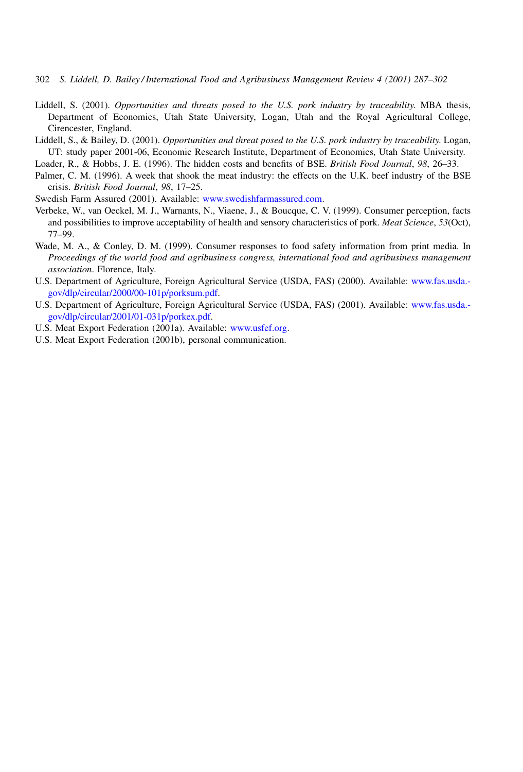Liddell, S. (2001). *Opportunities and threats posed to the U.S. pork industry by traceability.* MBA thesis, Department of Economics, Utah State University, Logan, Utah and the Royal Agricultural College, Cirencester, England.

Liddell, S., & Bailey, D. (2001). *Opportunities and threat posed to the U.S. pork industry by traceability.* Logan, UT: study paper 2001-06, Economic Research Institute, Department of Economics, Utah State University.

Loader, R., & Hobbs, J. E. (1996). The hidden costs and benefits of BSE. *British Food Journal*, *98*, 26–33.

Palmer, C. M. (1996). A week that shook the meat industry: the effects on the U.K. beef industry of the BSE crisis. *British Food Journal*, *98*, 17–25.

Swedish Farm Assured (2001). Available: www.swedishfarmassured.com.

Verbeke, W., van Oeckel, M. J., Warnants, N., Viaene, J., & Boucque, C. V. (1999). Consumer perception, facts and possibilities to improve acceptability of health and sensory characteristics of pork. *Meat Science*, *53*(Oct), 77–99.

Wade, M. A., & Conley, D. M. (1999). Consumer responses to food safety information from print media. In *Proceedings of the world food and agribusiness congress, international food and agribusiness management association*. Florence, Italy.

U.S. Department of Agriculture, Foreign Agricultural Service (USDA, FAS) (2000). Available: www.fas.usda.gov/dlp/circular/2000/00-101p/porksum.pdf.

U.S. Department of Agriculture, Foreign Agricultural Service (USDA, FAS) (2001). Available: www.fas.usda.gov/dlp/circular/2001/01-031p/porkex.pdf.

U.S. Meat Export Federation (2001a). Available: www.usfef.org.

U.S. Meat Export Federation (2001b), personal communication.